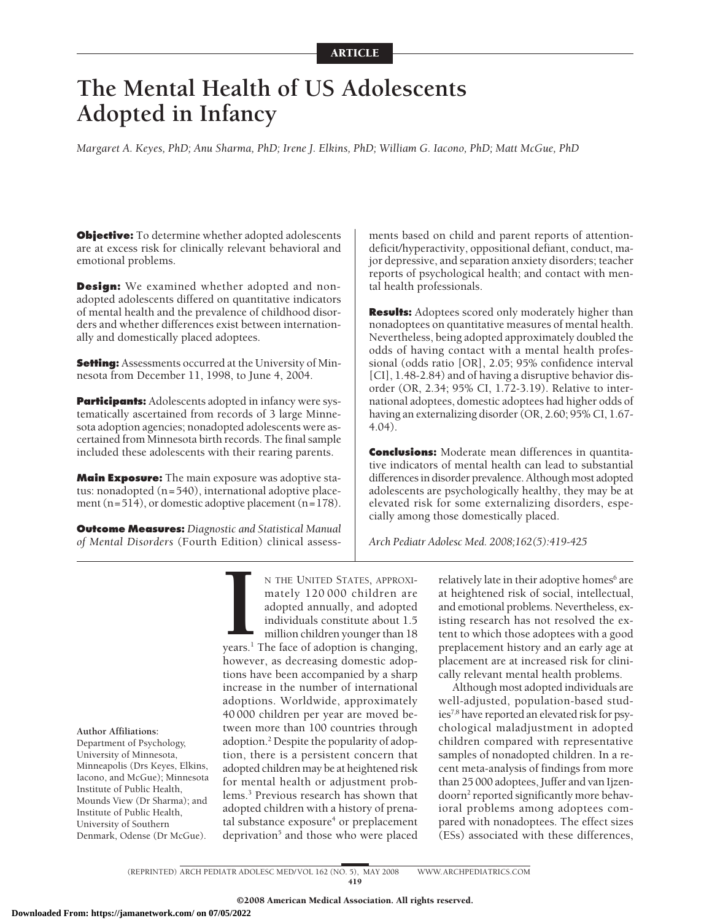ARTICLE

# The Mental Health of US Adolescents Adopted in Infancy

*Margaret A. Keyes, PhD; Anu Sharma, PhD; Irene J. Elkins, PhD; William G. Iacono, PhD; Matt McGue, PhD*

**Objective:** To determine whether adopted adolescents are at excess risk for clinically relevant behavioral and emotional problems.

**Design:** We examined whether adopted and nonadopted adolescents differed on quantitative indicators of mental health and the prevalence of childhood disorders and whether differences exist between internationally and domestically placed adoptees.

**Setting:** Assessments occurred at the University of Minnesota from December 11, 1998, to June 4, 2004.

**Participants:** Adolescents adopted in infancy were systematically ascertained from records of 3 large Minnesota adoption agencies; nonadopted adolescents were ascertained from Minnesota birth records. The final sample included these adolescents with their rearing parents.

**Main Exposure:** The main exposure was adoptive status: nonadopted (n=540), international adoptive placement (n=514), or domestic adoptive placement (n=178).

**Outcome Measures:** *Diagnostic and Statistical Manual of Mental Disorders* (Fourth Edition) clinical assessments based on child and parent reports of attention-deficit/hyperactivity, oppositional defiant, conduct, major depressive, and separation anxiety disorders; teacher reports of psychological health; and contact with mental health professionals.

**Results:** Adoptees scored only moderately higher than nonadoptees on quantitative measures of mental health. Nevertheless, being adopted approximately doubled the odds of having contact with a mental health professional (odds ratio [OR], 2.05; 95% confidence interval [CI], 1.48-2.84) and of having a disruptive behavior disorder (OR, 2.34; 95% CI, 1.72-3.19). Relative to international adoptees, domestic adoptees had higher odds of having an externalizing disorder (OR, 2.60; 95% CI, 1.67-4.04).

**Conclusions:** Moderate mean differences in quantitative indicators of mental health can lead to substantial differences in disorder prevalence. Although most adopted adolescents are psychologically healthy, they may be at elevated risk for some externalizing disorders, especially among those domestically placed.

*Arch Pediatr Adolesc Med. 2008;162(5):419-425*

**Author Affiliations:** Department of Psychology, University of Minnesota, Minneapolis (Drs Keyes, Elkins, Iacono, and McGue); Minnesota Institute of Public Health, Mounds View (Dr Sharma); and Institute of Public Health, University of Southern Denmark, Odense (Dr McGue).

In the United States, approximately 120 000 children are adopted annually, and adopted individuals constitute about 1.5 million children younger than 18 years.[1] The face of adoption is changing, however, as decreasing domestic adoptions have been accompanied by a sharp increase in the number of international adoptions. Worldwide, approximately 40 000 children per year are moved between more than 100 countries through adoption.[2] Despite the popularity of adoption, there is a persistent concern that adopted children may be at heightened risk for mental health or adjustment problems.[3] Previous research has shown that adopted children with a history of prenatal substance exposure[4] or preplacement deprivation[5] and those who were placed relatively late in their adoptive homes[6] are at heightened risk of social, intellectual, and emotional problems. Nevertheless, existing research has not resolved the extent to which those adoptees with a good preplacement history and an early age at placement are at increased risk for clinically relevant mental health problems.

Although most adopted individuals are well-adjusted, population-based studies[7,8] have reported an elevated risk for psychological maladjustment in adopted children compared with representative samples of nonadopted children. In a recent meta-analysis of findings from more than 25 000 adoptees, Juffer and van Ijzendoorn[2] reported significantly more behavioral problems among adoptees compared with nonadoptees. The effect sizes (ESs) associated with these differences,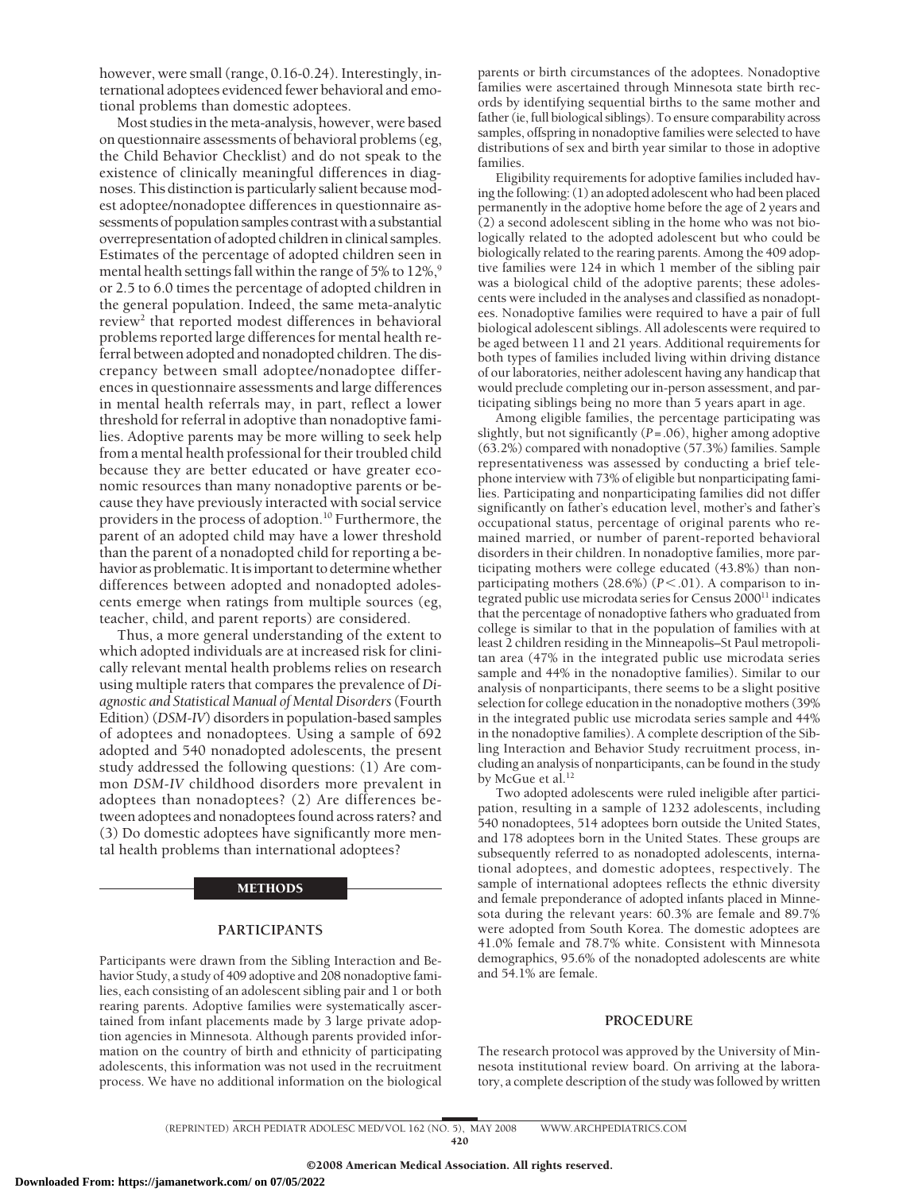however, were small (range, 0.16-0.24). Interestingly, international adoptees evidenced fewer behavioral and emotional problems than domestic adoptees.

Most studies in the meta-analysis, however, were based on questionnaire assessments of behavioral problems (eg, the Child Behavior Checklist) and do not speak to the existence of clinically meaningful differences in diagnoses. This distinction is particularly salient because modest adoptee/nonadoptee differences in questionnaire assessments of population samples contrast with a substantial overrepresentation of adopted children in clinical samples. Estimates of the percentage of adopted children seen in mental health settings fall within the range of 5% to 12%,[9] or 2.5 to 6.0 times the percentage of adopted children in the general population. Indeed, the same meta-analytic review[2] that reported modest differences in behavioral problems reported large differences for mental health referral between adopted and nonadopted children. The discrepancy between small adoptee/nonadoptee differences in questionnaire assessments and large differences in mental health referrals may, in part, reflect a lower threshold for referral in adoptive than nonadoptive families. Adoptive parents may be more willing to seek help from a mental health professional for their troubled child because they are better educated or have greater economic resources than many nonadoptive parents or because they have previously interacted with social service providers in the process of adoption.[10] Furthermore, the parent of an adopted child may have a lower threshold than the parent of a nonadopted child for reporting a behavior as problematic. It is important to determine whether differences between adopted and nonadopted adolescents emerge when ratings from multiple sources (eg, teacher, child, and parent reports) are considered.

Thus, a more general understanding of the extent to which adopted individuals are at increased risk for clinically relevant mental health problems relies on research using multiple raters that compares the prevalence of *Diagnostic and Statistical Manual of Mental Disorders* (Fourth Edition) (*DSM-IV*) disorders in population-based samples of adoptees and nonadoptees. Using a sample of 692 adopted and 540 nonadopted adolescents, the present study addressed the following questions: (1) Are common *DSM-IV* childhood disorders more prevalent in adoptees than nonadoptees? (2) Are differences between adoptees and nonadoptees found across raters? and (3) Do domestic adoptees have significantly more mental health problems than international adoptees?

## METHODS

### PARTICIPANTS

Participants were drawn from the Sibling Interaction and Behavior Study, a study of 409 adoptive and 208 nonadoptive families, each consisting of an adolescent sibling pair and 1 or both rearing parents. Adoptive families were systematically ascertained from infant placements made by 3 large private adoption agencies in Minnesota. Although parents provided information on the country of birth and ethnicity of participating adolescents, this information was not used in the recruitment process. We have no additional information on the biological parents or birth circumstances of the adoptees. Nonadoptive families were ascertained through Minnesota state birth records by identifying sequential births to the same mother and father (ie, full biological siblings). To ensure comparability across samples, offspring in nonadoptive families were selected to have distributions of sex and birth year similar to those in adoptive families.

Eligibility requirements for adoptive families included having the following: (1) an adopted adolescent who had been placed permanently in the adoptive home before the age of 2 years and (2) a second adolescent sibling in the home who was not biologically related to the adopted adolescent but who could be biologically related to the rearing parents. Among the 409 adoptive families were 124 in which 1 member of the sibling pair was a biological child of the adoptive parents; these adolescents were included in the analyses and classified as nonadoptees. Nonadoptive families were required to have a pair of full biological adolescent siblings. All adolescents were required to be aged between 11 and 21 years. Additional requirements for both types of families included living within driving distance of our laboratories, neither adolescent having any handicap that would preclude completing our in-person assessment, and participating siblings being no more than 5 years apart in age.

Among eligible families, the percentage participating was slightly, but not significantly ($P = .06$), higher among adoptive (63.2%) compared with nonadoptive (57.3%) families. Sample representativeness was assessed by conducting a brief telephone interview with 73% of eligible but nonparticipating families. Participating and nonparticipating families did not differ significantly on father's education level, mother's and father's occupational status, percentage of original parents who remained married, or number of parent-reported behavioral disorders in their children. In nonadoptive families, more participating mothers were college educated (43.8%) than nonparticipating mothers (28.6%) ($P < .01$). A comparison to integrated public use microdata series for Census 2000[11] indicates that the percentage of nonadoptive fathers who graduated from college is similar to that in the population of families with at least 2 children residing in the Minneapolis–St Paul metropolitan area (47% in the integrated public use microdata series sample and 44% in the nonadoptive families). Similar to our analysis of nonparticipants, there seems to be a slight positive selection for college education in the nonadoptive mothers (39% in the integrated public use microdata series sample and 44% in the nonadoptive families). A complete description of the Sibling Interaction and Behavior Study recruitment process, including an analysis of nonparticipants, can be found in the study by McGue et al.[12]

Two adopted adolescents were ruled ineligible after participation, resulting in a sample of 1232 adolescents, including 540 nonadoptees, 514 adoptees born outside the United States, and 178 adoptees born in the United States. These groups are subsequently referred to as nonadopted adolescents, international adoptees, and domestic adoptees, respectively. The sample of international adoptees reflects the ethnic diversity and female preponderance of adopted infants placed in Minnesota during the relevant years: 60.3% are female and 89.7% were adopted from South Korea. The domestic adoptees are 41.0% female and 78.7% white. Consistent with Minnesota demographics, 95.6% of the nonadopted adolescents are white and 54.1% are female.

### PROCEDURE

The research protocol was approved by the University of Minnesota institutional review board. On arriving at the laboratory, a complete description of the study was followed by written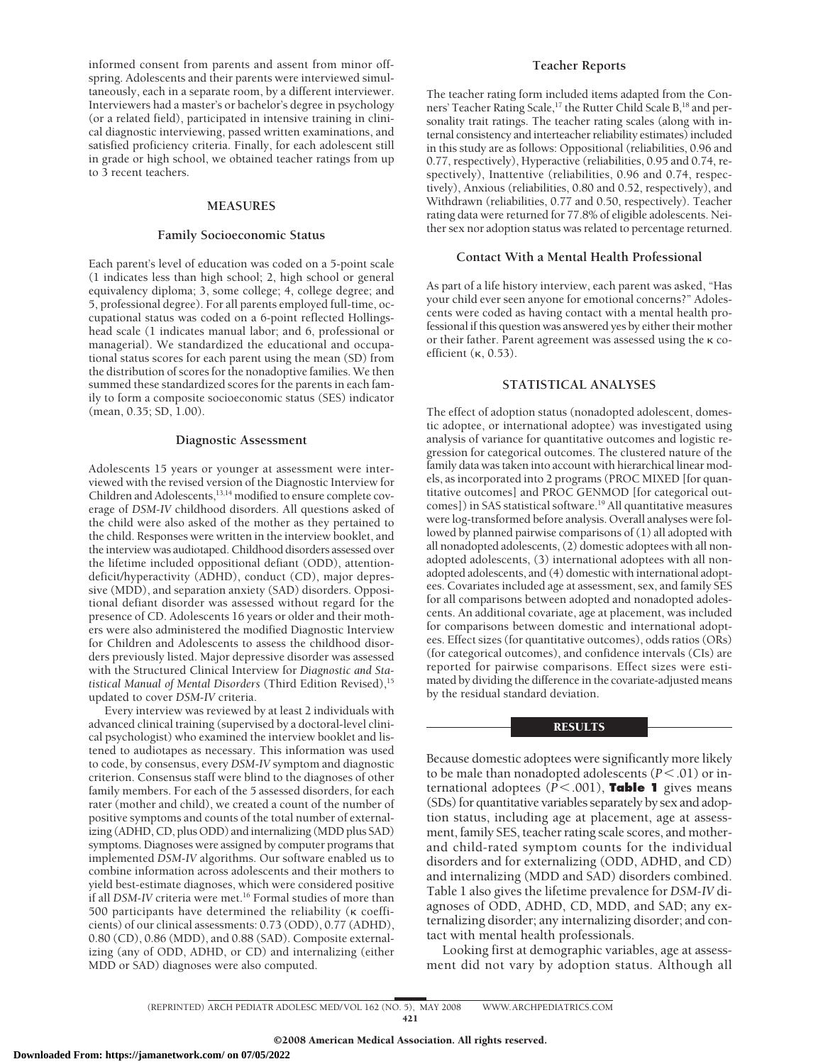informed consent from parents and assent from minor offspring. Adolescents and their parents were interviewed simultaneously, each in a separate room, by a different interviewer. Interviewers had a master's or bachelor's degree in psychology (or a related field), participated in intensive training in clinical diagnostic interviewing, passed written examinations, and satisfied proficiency criteria. Finally, for each adolescent still in grade or high school, we obtained teacher ratings from up to 3 recent teachers.

## MEASURES

### Family Socioeconomic Status

Each parent's level of education was coded on a 5-point scale (1 indicates less than high school; 2, high school or general equivalency diploma; 3, some college; 4, college degree; and 5, professional degree). For all parents employed full-time, occupational status was coded on a 6-point reflected Hollingshead scale (1 indicates manual labor; and 6, professional or managerial). We standardized the educational and occupational status scores for each parent using the mean (SD) from the distribution of scores for the nonadoptive families. We then summed these standardized scores for the parents in each family to form a composite socioeconomic status (SES) indicator (mean, 0.35; SD, 1.00).

### Diagnostic Assessment

Adolescents 15 years or younger at assessment were interviewed with the revised version of the Diagnostic Interview for Children and Adolescents,[13,14] modified to ensure complete coverage of *DSM-IV* childhood disorders. All questions asked of the child were also asked of the mother as they pertained to the child. Responses were written in the interview booklet, and the interview was audiotaped. Childhood disorders assessed over the lifetime included oppositional defiant (ODD), attention-deficit/hyperactivity (ADHD), conduct (CD), major depressive (MDD), and separation anxiety (SAD) disorders. Oppositional defiant disorder was assessed without regard for the presence of CD. Adolescents 16 years or older and their mothers were also administered the modified Diagnostic Interview for Children and Adolescents to assess the childhood disorders previously listed. Major depressive disorder was assessed with the Structured Clinical Interview for *Diagnostic and Statistical Manual of Mental Disorders* (Third Edition Revised),[15] updated to cover *DSM-IV* criteria.

Every interview was reviewed by at least 2 individuals with advanced clinical training (supervised by a doctoral-level clinical psychologist) who examined the interview booklet and listened to audiotapes as necessary. This information was used to code, by consensus, every *DSM-IV* symptom and diagnostic criterion. Consensus staff were blind to the diagnoses of other family members. For each of the 5 assessed disorders, for each rater (mother and child), we created a count of the number of positive symptoms and counts of the total number of externalizing (ADHD, CD, plus ODD) and internalizing (MDD plus SAD) symptoms. Diagnoses were assigned by computer programs that implemented *DSM-IV* algorithms. Our software enabled us to combine information across adolescents and their mothers to yield best-estimate diagnoses, which were considered positive if all *DSM-IV* criteria were met.[16] Formal studies of more than 500 participants have determined the reliability (κ coefficients) of our clinical assessments: 0.73 (ODD), 0.77 (ADHD), 0.80 (CD), 0.86 (MDD), and 0.88 (SAD). Composite externalizing (any of ODD, ADHD, or CD) and internalizing (either MDD or SAD) diagnoses were also computed.

### Teacher Reports

The teacher rating form included items adapted from the Conners' Teacher Rating Scale,[17] the Rutter Child Scale B,[18] and personality trait ratings. The teacher rating scales (along with internal consistency and interteacher reliability estimates) included in this study are as follows: Oppositional (reliabilities, 0.96 and 0.77, respectively), Hyperactive (reliabilities, 0.95 and 0.74, respectively), Inattentive (reliabilities, 0.96 and 0.74, respectively), Anxious (reliabilities, 0.80 and 0.52, respectively), and Withdrawn (reliabilities, 0.77 and 0.50, respectively). Teacher rating data were returned for 77.8% of eligible adolescents. Neither sex nor adoption status was related to percentage returned.

### Contact With a Mental Health Professional

As part of a life history interview, each parent was asked, "Has your child ever seen anyone for emotional concerns?" Adolescents were coded as having contact with a mental health professional if this question was answered yes by either their mother or their father. Parent agreement was assessed using the κ coefficient (κ, 0.53).

## STATISTICAL ANALYSES

The effect of adoption status (nonadopted adolescent, domestic adoptee, or international adoptee) was investigated using analysis of variance for quantitative outcomes and logistic regression for categorical outcomes. The clustered nature of the family data was taken into account with hierarchical linear models, as incorporated into 2 programs (PROC MIXED [for quantitative outcomes] and PROC GENMOD [for categorical outcomes]) in SAS statistical software.[19] All quantitative measures were log-transformed before analysis. Overall analyses were followed by planned pairwise comparisons of (1) all adopted with all nonadopted adolescents, (2) domestic adoptees with all nonadopted adolescents, (3) international adoptees with all nonadopted adolescents, and (4) domestic with international adoptees. Covariates included age at assessment, sex, and family SES for all comparisons between adopted and nonadopted adolescents. An additional covariate, age at placement, was included for comparisons between domestic and international adoptees. Effect sizes (for quantitative outcomes), odds ratios (ORs) (for categorical outcomes), and confidence intervals (CIs) are reported for pairwise comparisons. Effect sizes were estimated by dividing the difference in the covariate-adjusted means by the residual standard deviation.

## RESULTS

Because domestic adoptees were significantly more likely to be male than nonadopted adolescents ($P < .01$) or international adoptees ($P < .001$), **Table 1** gives means (SDs) for quantitative variables separately by sex and adoption status, including age at placement, age at assessment, family SES, teacher rating scale scores, and mother- and child-rated symptom counts for the individual disorders and for externalizing (ODD, ADHD, and CD) and internalizing (MDD and SAD) disorders combined. Table 1 also gives the lifetime prevalence for *DSM-IV* diagnoses of ODD, ADHD, CD, MDD, and SAD; any externalizing disorder; any internalizing disorder; and contact with mental health professionals.

Looking first at demographic variables, age at assessment did not vary by adoption status. Although all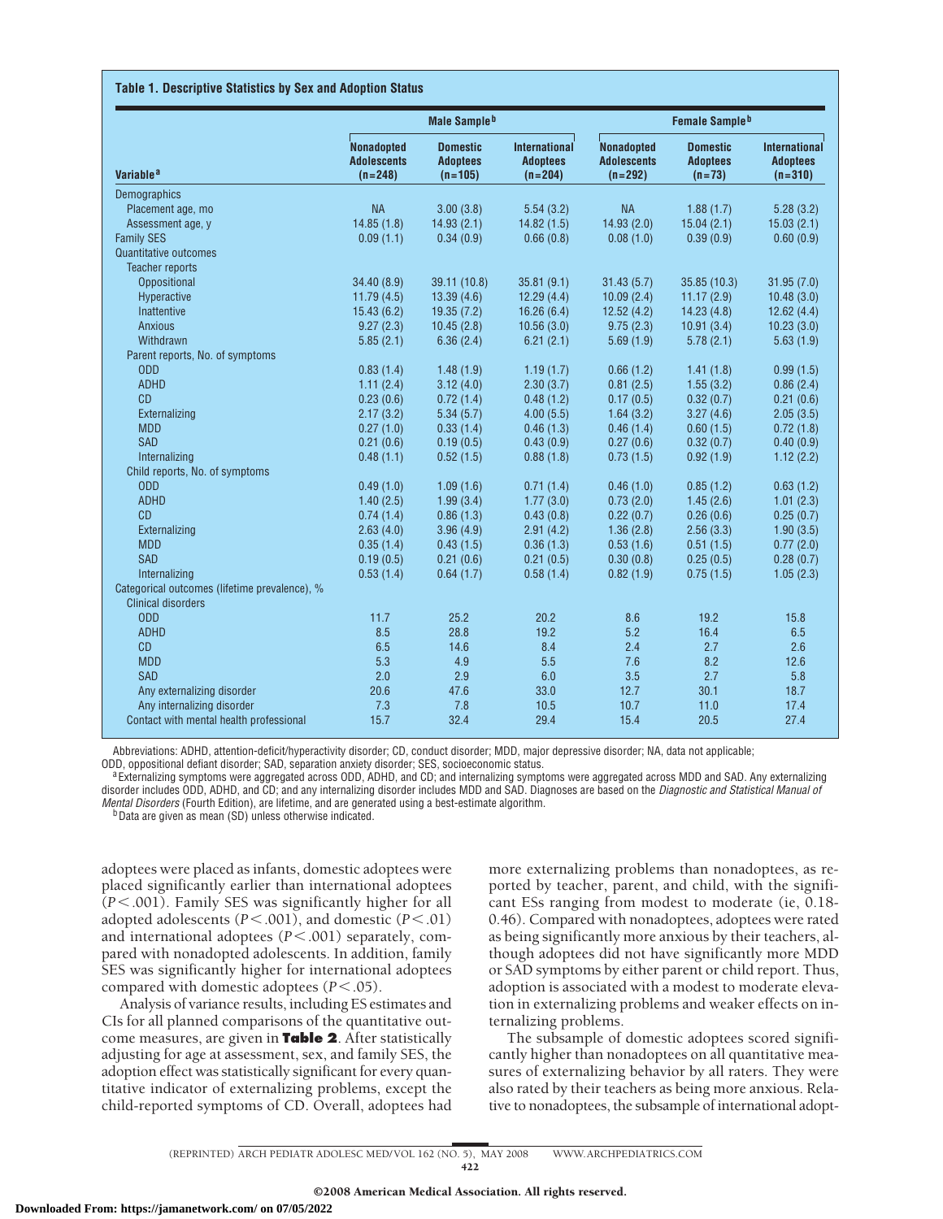**Table 1. Descriptive Statistics by Sex and Adoption Status**

| | Male Sample[b] | | | Female Sample[b] | | |
|---|---|---|---|---|---|---|
| Variable[a] | Nonadopted Adolescents (n=248) | Domestic Adoptees (n=105) | International Adoptees (n=204) | Nonadopted Adolescents (n=292) | Domestic Adoptees (n=73) | International Adoptees (n=310) |
| Demographics | | | | | | |
| Placement age, mo | NA | 3.00 (3.8) | 5.54 (3.2) | NA | 1.88 (1.7) | 5.28 (3.2) |
| Assessment age, y | 14.85 (1.8) | 14.93 (2.1) | 14.82 (1.5) | 14.93 (2.0) | 15.04 (2.1) | 15.03 (2.1) |
| Family SES | 0.09 (1.1) | 0.34 (0.9) | 0.66 (0.8) | 0.08 (1.0) | 0.39 (0.9) | 0.60 (0.9) |
| Quantitative outcomes | | | | | | |
| Teacher reports | | | | | | |
| Oppositional | 34.40 (8.9) | 39.11 (10.8) | 35.81 (9.1) | 31.43 (5.7) | 35.85 (10.3) | 31.95 (7.0) |
| Hyperactive | 11.79 (4.5) | 13.39 (4.6) | 12.29 (4.4) | 10.09 (2.4) | 11.17 (2.9) | 10.48 (3.0) |
| Inattentive | 15.43 (6.2) | 19.35 (7.2) | 16.26 (6.4) | 12.52 (4.2) | 14.23 (4.8) | 12.62 (4.4) |
| Anxious | 9.27 (2.3) | 10.45 (2.8) | 10.56 (3.0) | 9.75 (2.3) | 10.91 (3.4) | 10.23 (3.0) |
| Withdrawn | 5.85 (2.1) | 6.36 (2.4) | 6.21 (2.1) | 5.69 (1.9) | 5.78 (2.1) | 5.63 (1.9) |
| Parent reports, No. of symptoms | | | | | | |
| ODD | 0.83 (1.4) | 1.48 (1.9) | 1.19 (1.7) | 0.66 (1.2) | 1.41 (1.8) | 0.99 (1.5) |
| ADHD | 1.11 (2.4) | 3.12 (4.0) | 2.30 (3.7) | 0.81 (2.5) | 1.55 (3.2) | 0.86 (2.4) |
| CD | 0.23 (0.6) | 0.72 (1.4) | 0.48 (1.2) | 0.17 (0.5) | 0.32 (0.7) | 0.21 (0.6) |
| Externalizing | 2.17 (3.2) | 5.34 (5.7) | 4.00 (5.5) | 1.64 (3.2) | 3.27 (4.6) | 2.05 (3.5) |
| MDD | 0.27 (1.0) | 0.33 (1.4) | 0.46 (1.3) | 0.46 (1.4) | 0.60 (1.5) | 0.72 (1.8) |
| SAD | 0.21 (0.6) | 0.19 (0.5) | 0.43 (0.9) | 0.27 (0.6) | 0.32 (0.7) | 0.40 (0.9) |
| Internalizing | 0.48 (1.1) | 0.52 (1.5) | 0.88 (1.8) | 0.73 (1.5) | 0.92 (1.9) | 1.12 (2.2) |
| Child reports, No. of symptoms | | | | | | |
| ODD | 0.49 (1.0) | 1.09 (1.6) | 0.71 (1.4) | 0.46 (1.0) | 0.85 (1.2) | 0.63 (1.2) |
| ADHD | 1.40 (2.5) | 1.99 (3.4) | 1.77 (3.0) | 0.73 (2.0) | 1.45 (2.6) | 1.01 (2.3) |
| CD | 0.74 (1.4) | 0.86 (1.3) | 0.43 (0.8) | 0.22 (0.7) | 0.26 (0.6) | 0.25 (0.7) |
| Externalizing | 2.63 (4.0) | 3.96 (4.9) | 2.91 (4.2) | 1.36 (2.8) | 2.56 (3.3) | 1.90 (3.5) |
| MDD | 0.35 (1.4) | 0.43 (1.5) | 0.36 (1.3) | 0.53 (1.6) | 0.51 (1.5) | 0.77 (2.0) |
| SAD | 0.19 (0.5) | 0.21 (0.6) | 0.21 (0.5) | 0.30 (0.8) | 0.25 (0.5) | 0.28 (0.7) |
| Internalizing | 0.53 (1.4) | 0.64 (1.7) | 0.58 (1.4) | 0.82 (1.9) | 0.75 (1.5) | 1.05 (2.3) |
| Categorical outcomes (lifetime prevalence), % | | | | | | |
| Clinical disorders | | | | | | |
| ODD | 11.7 | 25.2 | 20.2 | 8.6 | 19.2 | 15.8 |
| ADHD | 8.5 | 28.8 | 19.2 | 5.2 | 16.4 | 6.5 |
| CD | 6.5 | 14.6 | 8.4 | 2.4 | 2.7 | 2.6 |
| MDD | 5.3 | 4.9 | 5.5 | 7.6 | 8.2 | 12.6 |
| SAD | 2.0 | 2.9 | 6.0 | 3.5 | 2.7 | 5.8 |
| Any externalizing disorder | 20.6 | 47.6 | 33.0 | 12.7 | 30.1 | 18.7 |
| Any internalizing disorder | 7.3 | 7.8 | 10.5 | 10.7 | 11.0 | 17.4 |
| Contact with mental health professional | 15.7 | 32.4 | 29.4 | 15.4 | 20.5 | 27.4 |

Abbreviations: ADHD, attention-deficit/hyperactivity disorder; CD, conduct disorder; MDD, major depressive disorder; NA, data not applicable; ODD, oppositional defiant disorder; SAD, separation anxiety disorder; SES, socioeconomic status.

[a] Externalizing symptoms were aggregated across ODD, ADHD, and CD; and internalizing symptoms were aggregated across MDD and SAD. Any externalizing disorder includes ODD, ADHD, and CD; and any internalizing disorder includes MDD and SAD. Diagnoses are based on the *Diagnostic and Statistical Manual of Mental Disorders* (Fourth Edition), are lifetime, and are generated using a best-estimate algorithm.

[b] Data are given as mean (SD) unless otherwise indicated.

adoptees were placed as infants, domestic adoptees were placed significantly earlier than international adoptees ($P < .001$). Family SES was significantly higher for all adopted adolescents ($P < .001$), and domestic ($P < .01$) and international adoptees ($P < .001$) separately, compared with nonadopted adolescents. In addition, family SES was significantly higher for international adoptees compared with domestic adoptees ($P < .05$).

Analysis of variance results, including ES estimates and CIs for all planned comparisons of the quantitative outcome measures, are given in **Table 2**. After statistically adjusting for age at assessment, sex, and family SES, the adoption effect was statistically significant for every quantitative indicator of externalizing problems, except the child-reported symptoms of CD. Overall, adoptees had more externalizing problems than nonadoptees, as reported by teacher, parent, and child, with the significant ESs ranging from modest to moderate (ie, 0.18-0.46). Compared with nonadoptees, adoptees were rated as being significantly more anxious by their teachers, although adoptees did not have significantly more MDD or SAD symptoms by either parent or child report. Thus, adoption is associated with a modest to moderate elevation in externalizing problems and weaker effects on internalizing problems.

The subsample of domestic adoptees scored significantly higher than nonadoptees on all quantitative measures of externalizing behavior by all raters. They were also rated by their teachers as being more anxious. Relative to nonadoptees, the subsample of international adopt-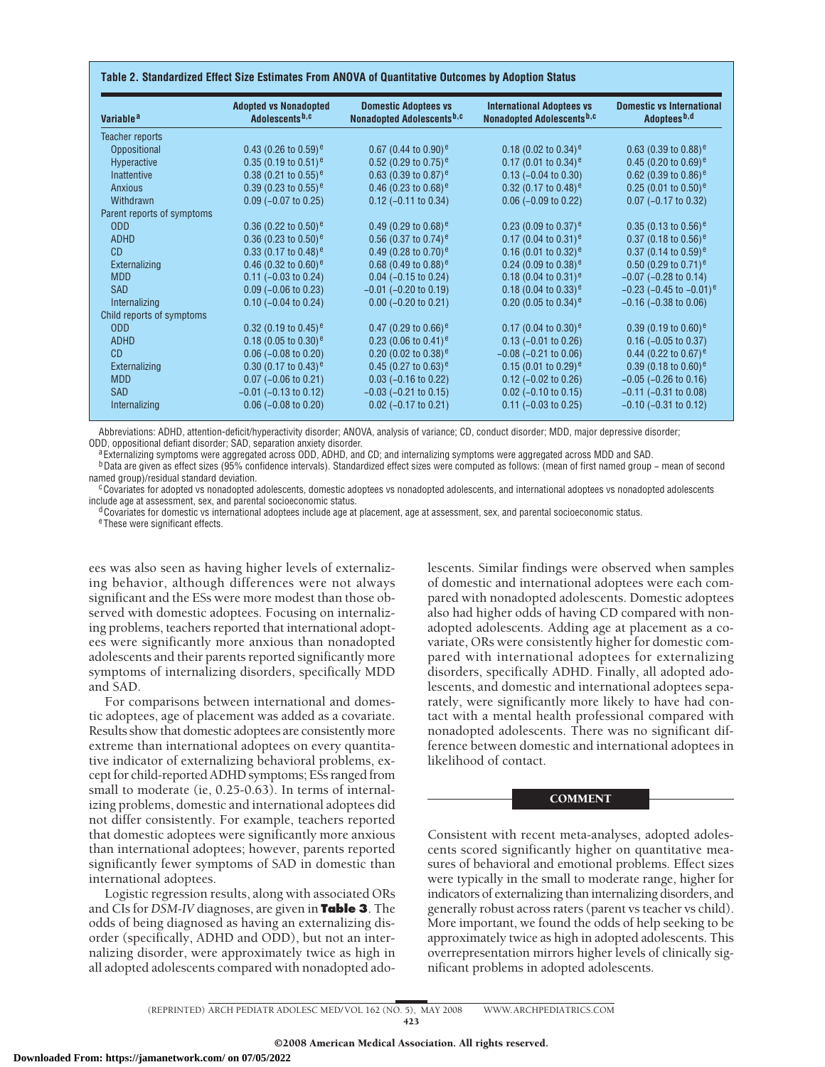**Table 2. Standardized Effect Size Estimates From ANOVA of Quantitative Outcomes by Adoption Status**

| Variable[a] | Adopted vs Nonadopted Adolescents[b,c] | Domestic Adoptees vs Nonadopted Adolescents[b,c] | International Adoptees vs Nonadopted Adolescents[b,c] | Domestic vs International Adoptees[b,d] |
|---|---|---|---|---|
| Teacher reports | | | | |
| Oppositional | 0.43 (0.26 to 0.59)[e] | 0.67 (0.44 to 0.90)[e] | 0.18 (0.02 to 0.34)[e] | 0.63 (0.39 to 0.88)[e] |
| Hyperactive | 0.35 (0.19 to 0.51)[e] | 0.52 (0.29 to 0.75)[e] | 0.17 (0.01 to 0.34)[e] | 0.45 (0.20 to 0.69)[e] |
| Inattentive | 0.38 (0.21 to 0.55)[e] | 0.63 (0.39 to 0.87)[e] | 0.13 (−0.04 to 0.30) | 0.62 (0.39 to 0.86)[e] |
| Anxious | 0.39 (0.23 to 0.55)[e] | 0.46 (0.23 to 0.68)[e] | 0.32 (0.17 to 0.48)[e] | 0.25 (0.01 to 0.50)[e] |
| Withdrawn | 0.09 (−0.07 to 0.25) | 0.12 (−0.11 to 0.34) | 0.06 (−0.09 to 0.22) | 0.07 (−0.17 to 0.32) |
| Parent reports of symptoms | | | | |
| ODD | 0.36 (0.22 to 0.50)[e] | 0.49 (0.29 to 0.68)[e] | 0.23 (0.09 to 0.37)[e] | 0.35 (0.13 to 0.56)[e] |
| ADHD | 0.36 (0.23 to 0.50)[e] | 0.56 (0.37 to 0.74)[e] | 0.17 (0.04 to 0.31)[e] | 0.37 (0.18 to 0.56)[e] |
| CD | 0.33 (0.17 to 0.48)[e] | 0.49 (0.28 to 0.70)[e] | 0.16 (0.01 to 0.32)[e] | 0.37 (0.14 to 0.59)[e] |
| Externalizing | 0.46 (0.32 to 0.60)[e] | 0.68 (0.49 to 0.88)[e] | 0.24 (0.09 to 0.38)[e] | 0.50 (0.29 to 0.71)[e] |
| MDD | 0.11 (−0.03 to 0.24) | 0.04 (−0.15 to 0.24) | 0.18 (0.04 to 0.31)[e] | −0.07 (−0.28 to 0.14) |
| SAD | 0.09 (−0.06 to 0.23) | −0.01 (−0.20 to 0.19) | 0.18 (0.04 to 0.33)[e] | −0.23 (−0.45 to −0.01)[e] |
| Internalizing | 0.10 (−0.04 to 0.24) | 0.00 (−0.20 to 0.21) | 0.20 (0.05 to 0.34)[e] | −0.16 (−0.38 to 0.06) |
| Child reports of symptoms | | | | |
| ODD | 0.32 (0.19 to 0.45)[e] | 0.47 (0.29 to 0.66)[e] | 0.17 (0.04 to 0.30)[e] | 0.39 (0.19 to 0.60)[e] |
| ADHD | 0.18 (0.05 to 0.30)[e] | 0.23 (0.06 to 0.41)[e] | 0.13 (−0.01 to 0.26) | 0.16 (−0.05 to 0.37) |
| CD | 0.06 (−0.08 to 0.20) | 0.20 (0.02 to 0.38)[e] | −0.08 (−0.21 to 0.06) | 0.44 (0.22 to 0.67)[e] |
| Externalizing | 0.30 (0.17 to 0.43)[e] | 0.45 (0.27 to 0.63)[e] | 0.15 (0.01 to 0.29)[e] | 0.39 (0.18 to 0.60)[e] |
| MDD | 0.07 (−0.06 to 0.21) | 0.03 (−0.16 to 0.22) | 0.12 (−0.02 to 0.26) | −0.05 (−0.26 to 0.16) |
| SAD | −0.01 (−0.13 to 0.12) | −0.03 (−0.21 to 0.15) | 0.02 (−0.10 to 0.15) | −0.11 (−0.31 to 0.08) |
| Internalizing | 0.06 (−0.08 to 0.20) | 0.02 (−0.17 to 0.21) | 0.11 (−0.03 to 0.25) | −0.10 (−0.31 to 0.12) |

Abbreviations: ADHD, attention-deficit/hyperactivity disorder; ANOVA, analysis of variance; CD, conduct disorder; MDD, major depressive disorder; ODD, oppositional defiant disorder; SAD, separation anxiety disorder.

[a] Externalizing symptoms were aggregated across ODD, ADHD, and CD; and internalizing symptoms were aggregated across MDD and SAD.

[b] Data are given as effect sizes (95% confidence intervals). Standardized effect sizes were computed as follows: (mean of first named group − mean of second named group)/residual standard deviation.

[c] Covariates for adopted vs nonadopted adolescents, domestic adoptees vs nonadopted adolescents, and international adoptees vs nonadopted adolescents include age at assessment, sex, and parental socioeconomic status.

[d] Covariates for domestic vs international adoptees include age at placement, age at assessment, sex, and parental socioeconomic status.

[e] These were significant effects.

ees was also seen as having higher levels of externalizing behavior, although differences were not always significant and the ESs were more modest than those observed with domestic adoptees. Focusing on internalizing problems, teachers reported that international adoptees were significantly more anxious than nonadopted adolescents and their parents reported significantly more symptoms of internalizing disorders, specifically MDD and SAD.

For comparisons between international and domestic adoptees, age of placement was added as a covariate. Results show that domestic adoptees are consistently more extreme than international adoptees on every quantitative indicator of externalizing behavioral problems, except for child-reported ADHD symptoms; ESs ranged from small to moderate (ie, 0.25-0.63). In terms of internalizing problems, domestic and international adoptees did not differ consistently. For example, teachers reported that domestic adoptees were significantly more anxious than international adoptees; however, parents reported significantly fewer symptoms of SAD in domestic than international adoptees.

Logistic regression results, along with associated ORs and CIs for *DSM-IV* diagnoses, are given in **Table 3**. The odds of being diagnosed as having an externalizing disorder (specifically, ADHD and ODD), but not an internalizing disorder, were approximately twice as high in all adopted adolescents compared with nonadopted adolescents. Similar findings were observed when samples of domestic and international adoptees were each compared with nonadopted adolescents. Domestic adoptees also had higher odds of having CD compared with nonadopted adolescents. Adding age at placement as a covariate, ORs were consistently higher for domestic compared with international adoptees for externalizing disorders, specifically ADHD. Finally, all adopted adolescents, and domestic and international adoptees separately, were significantly more likely to have had contact with a mental health professional compared with nonadopted adolescents. There was no significant difference between domestic and international adoptees in likelihood of contact.

## COMMENT

Consistent with recent meta-analyses, adopted adolescents scored significantly higher on quantitative measures of behavioral and emotional problems. Effect sizes were typically in the small to moderate range, higher for indicators of externalizing than internalizing disorders, and generally robust across raters (parent vs teacher vs child). More important, we found the odds of help seeking to be approximately twice as high in adopted adolescents. This overrepresentation mirrors higher levels of clinically significant problems in adopted adolescents.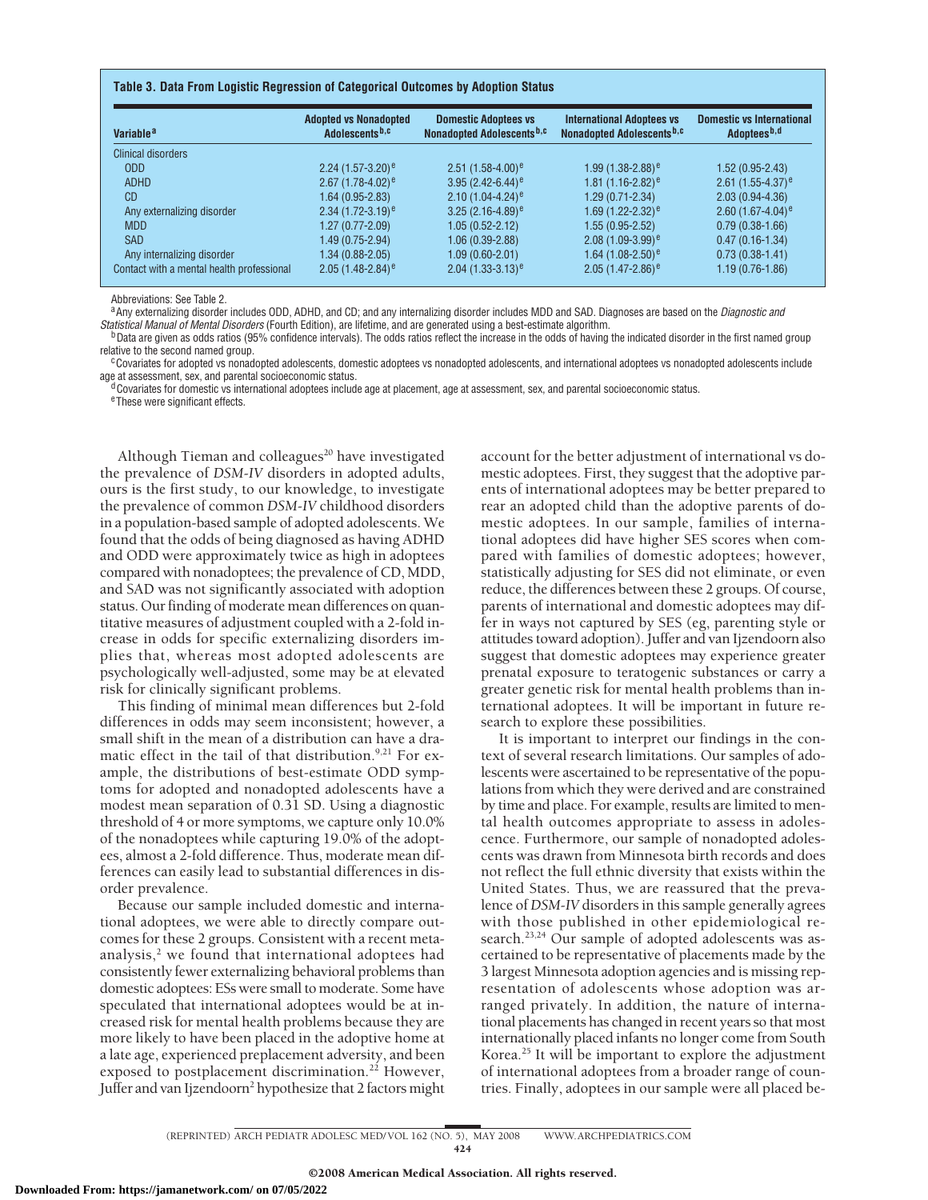**Table 3. Data From Logistic Regression of Categorical Outcomes by Adoption Status**

| Variable[a] | Adopted vs Nonadopted Adolescents[b,c] | Domestic Adoptees vs Nonadopted Adolescents[b,c] | International Adoptees vs Nonadopted Adolescents[b,c] | Domestic vs International Adoptees[b,d] |
|---|---|---|---|---|
| Clinical disorders | | | | |
| ODD | 2.24 (1.57-3.20)[e] | 2.51 (1.58-4.00)[e] | 1.99 (1.38-2.88)[e] | 1.52 (0.95-2.43) |
| ADHD | 2.67 (1.78-4.02)[e] | 3.95 (2.42-6.44)[e] | 1.81 (1.16-2.82)[e] | 2.61 (1.55-4.37)[e] |
| CD | 1.64 (0.95-2.83) | 2.10 (1.04-4.24)[e] | 1.29 (0.71-2.34) | 2.03 (0.94-4.36) |
| Any externalizing disorder | 2.34 (1.72-3.19)[e] | 3.25 (2.16-4.89)[e] | 1.69 (1.22-2.32)[e] | 2.60 (1.67-4.04)[e] |
| MDD | 1.27 (0.77-2.09) | 1.05 (0.52-2.12) | 1.55 (0.95-2.52) | 0.79 (0.38-1.66) |
| SAD | 1.49 (0.75-2.94) | 1.06 (0.39-2.88) | 2.08 (1.09-3.99)[e] | 0.47 (0.16-1.34) |
| Any internalizing disorder | 1.34 (0.88-2.05) | 1.09 (0.60-2.01) | 1.64 (1.08-2.50)[e] | 0.73 (0.38-1.41) |
| Contact with a mental health professional | 2.05 (1.48-2.84)[e] | 2.04 (1.33-3.13)[e] | 2.05 (1.47-2.86)[e] | 1.19 (0.76-1.86) |

Abbreviations: See Table 2.

[a]Any externalizing disorder includes ODD, ADHD, and CD; and any internalizing disorder includes MDD and SAD. Diagnoses are based on the *Diagnostic and Statistical Manual of Mental Disorders* (Fourth Edition), are lifetime, and are generated using a best-estimate algorithm.

[b]Data are given as odds ratios (95% confidence intervals). The odds ratios reflect the increase in the odds of having the indicated disorder in the first named group relative to the second named group.

[c]Covariates for adopted vs nonadopted adolescents, domestic adoptees vs nonadopted adolescents, and international adoptees vs nonadopted adolescents include age at assessment, sex, and parental socioeconomic status.

[d]Covariates for domestic vs international adoptees include age at placement, age at assessment, sex, and parental socioeconomic status.

[e]These were significant effects.

Although Tieman and colleagues[20] have investigated the prevalence of *DSM-IV* disorders in adopted adults, ours is the first study, to our knowledge, to investigate the prevalence of common *DSM-IV* childhood disorders in a population-based sample of adopted adolescents. We found that the odds of being diagnosed as having ADHD and ODD were approximately twice as high in adoptees compared with nonadoptees; the prevalence of CD, MDD, and SAD was not significantly associated with adoption status. Our finding of moderate mean differences on quantitative measures of adjustment coupled with a 2-fold increase in odds for specific externalizing disorders implies that, whereas most adopted adolescents are psychologically well-adjusted, some may be at elevated risk for clinically significant problems.

This finding of minimal mean differences but 2-fold differences in odds may seem inconsistent; however, a small shift in the mean of a distribution can have a dramatic effect in the tail of that distribution.[9,21] For example, the distributions of best-estimate ODD symptoms for adopted and nonadopted adolescents have a modest mean separation of 0.31 SD. Using a diagnostic threshold of 4 or more symptoms, we capture only 10.0% of the nonadoptees while capturing 19.0% of the adoptees, almost a 2-fold difference. Thus, moderate mean differences can easily lead to substantial differences in disorder prevalence.

Because our sample included domestic and international adoptees, we were able to directly compare outcomes for these 2 groups. Consistent with a recent meta-analysis,[2] we found that international adoptees had consistently fewer externalizing behavioral problems than domestic adoptees: ESs were small to moderate. Some have speculated that international adoptees would be at increased risk for mental health problems because they are more likely to have been placed in the adoptive home at a late age, experienced preplacement adversity, and been exposed to postplacement discrimination.[22] However, Juffer and van Ijzendoorn[2] hypothesize that 2 factors might account for the better adjustment of international vs domestic adoptees. First, they suggest that the adoptive parents of international adoptees may be better prepared to rear an adopted child than the adoptive parents of domestic adoptees. In our sample, families of international adoptees did have higher SES scores when compared with families of domestic adoptees; however, statistically adjusting for SES did not eliminate, or even reduce, the differences between these 2 groups. Of course, parents of international and domestic adoptees may differ in ways not captured by SES (eg, parenting style or attitudes toward adoption). Juffer and van Ijzendoorn also suggest that domestic adoptees may experience greater prenatal exposure to teratogenic substances or carry a greater genetic risk for mental health problems than international adoptees. It will be important in future research to explore these possibilities.

It is important to interpret our findings in the context of several research limitations. Our samples of adolescents were ascertained to be representative of the populations from which they were derived and are constrained by time and place. For example, results are limited to mental health outcomes appropriate to assess in adolescence. Furthermore, our sample of nonadopted adolescents was drawn from Minnesota birth records and does not reflect the full ethnic diversity that exists within the United States. Thus, we are reassured that the prevalence of *DSM-IV* disorders in this sample generally agrees with those published in other epidemiological research.[23,24] Our sample of adopted adolescents was ascertained to be representative of placements made by the 3 largest Minnesota adoption agencies and is missing representation of adolescents whose adoption was arranged privately. In addition, the nature of international placements has changed in recent years so that most internationally placed infants no longer come from South Korea.[25] It will be important to explore the adjustment of international adoptees from a broader range of countries. Finally, adoptees in our sample were all placed be-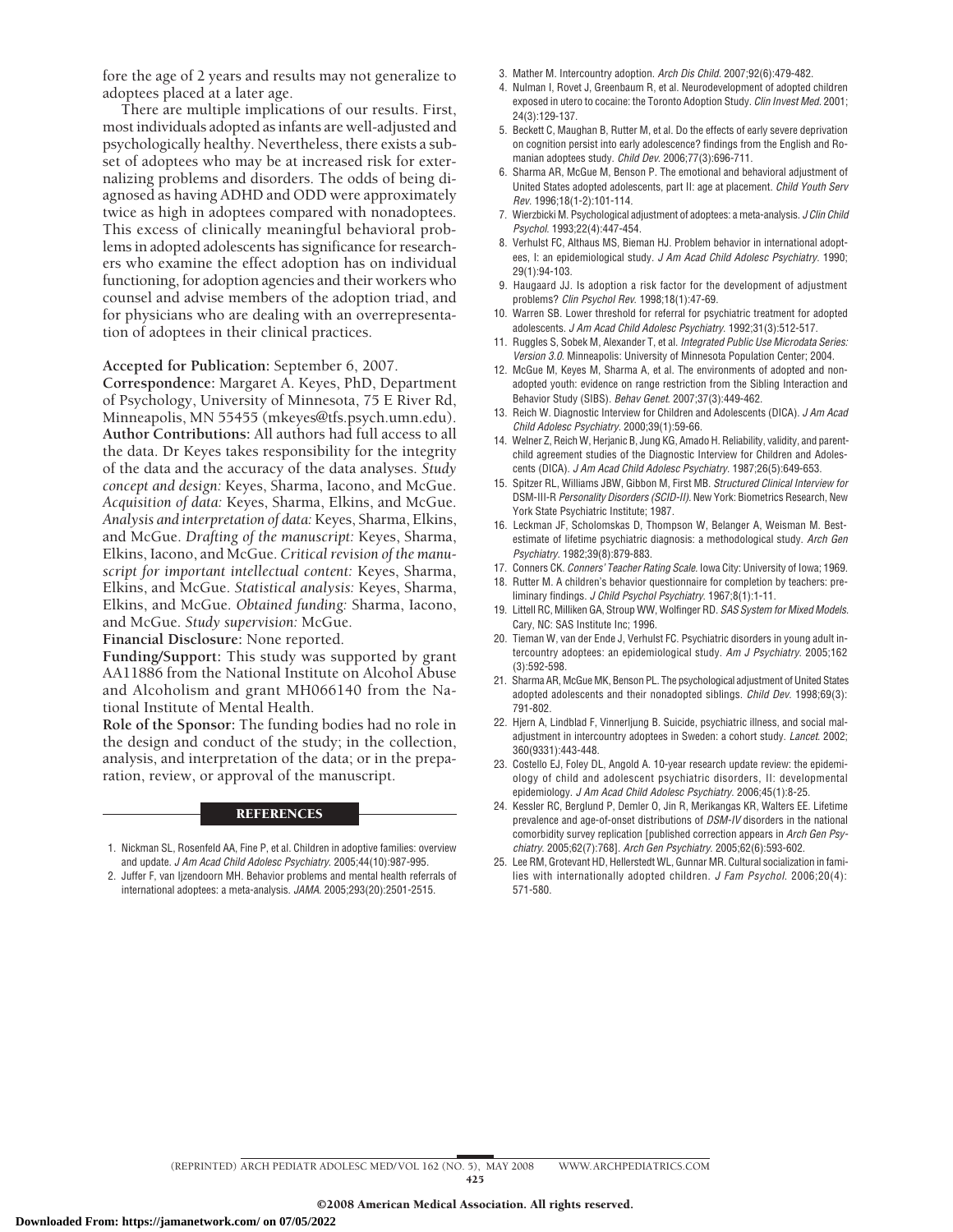fore the age of 2 years and results may not generalize to adoptees placed at a later age.

There are multiple implications of our results. First, most individuals adopted as infants are well-adjusted and psychologically healthy. Nevertheless, there exists a subset of adoptees who may be at increased risk for externalizing problems and disorders. The odds of being diagnosed as having ADHD and ODD were approximately twice as high in adoptees compared with nonadoptees. This excess of clinically meaningful behavioral problems in adopted adolescents has significance for researchers who examine the effect adoption has on individual functioning, for adoption agencies and their workers who counsel and advise members of the adoption triad, and for physicians who are dealing with an overrepresentation of adoptees in their clinical practices.

**Accepted for Publication:** September 6, 2007.

**Correspondence:** Margaret A. Keyes, PhD, Department of Psychology, University of Minnesota, 75 E River Rd, Minneapolis, MN 55455 (mkeyes@tfs.psych.umn.edu).

**Author Contributions:** All authors had full access to all the data. Dr Keyes takes responsibility for the integrity of the data and the accuracy of the data analyses. *Study concept and design:* Keyes, Sharma, Iacono, and McGue. *Acquisition of data:* Keyes, Sharma, Elkins, and McGue. *Analysis and interpretation of data:* Keyes, Sharma, Elkins, and McGue. *Drafting of the manuscript:* Keyes, Sharma, Elkins, Iacono, and McGue. *Critical revision of the manuscript for important intellectual content:* Keyes, Sharma, Elkins, and McGue. *Statistical analysis:* Keyes, Sharma, Elkins, and McGue. *Obtained funding:* Sharma, Iacono, and McGue. *Study supervision:* McGue.

**Financial Disclosure:** None reported.

**Funding/Support:** This study was supported by grant AA11886 from the National Institute on Alcohol Abuse and Alcoholism and grant MH066140 from the National Institute of Mental Health.

**Role of the Sponsor:** The funding bodies had no role in the design and conduct of the study; in the collection, analysis, and interpretation of the data; or in the preparation, review, or approval of the manuscript.

## REFERENCES

1. Nickman SL, Rosenfeld AA, Fine P, et al. Children in adoptive families: overview and update. *J Am Acad Child Adolesc Psychiatry*. 2005;44(10):987-995.
2. Juffer F, van Ijzendoorn MH. Behavior problems and mental health referrals of international adoptees: a meta-analysis. *JAMA*. 2005;293(20):2501-2515.
3. Mather M. Intercountry adoption. *Arch Dis Child*. 2007;92(6):479-482.
4. Nulman I, Rovet J, Greenbaum R, et al. Neurodevelopment of adopted children exposed in utero to cocaine: the Toronto Adoption Study. *Clin Invest Med*. 2001;24(3):129-137.
5. Beckett C, Maughan B, Rutter M, et al. Do the effects of early severe deprivation on cognition persist into early adolescence? findings from the English and Romanian adoptees study. *Child Dev*. 2006;77(3):696-711.
6. Sharma AR, McGue M, Benson P. The emotional and behavioral adjustment of United States adopted adolescents, part II: age at placement. *Child Youth Serv Rev*. 1996;18(1-2):101-114.
7. Wierzbicki M. Psychological adjustment of adoptees: a meta-analysis. *J Clin Child Psychol*. 1993;22(4):447-454.
8. Verhulst FC, Althaus MS, Bieman HJ. Problem behavior in international adoptees, I: an epidemiological study. *J Am Acad Child Adolesc Psychiatry*. 1990;29(1):94-103.
9. Haugaard JJ. Is adoption a risk factor for the development of adjustment problems? *Clin Psychol Rev*. 1998;18(1):47-69.
10. Warren SB. Lower threshold for referral for psychiatric treatment for adopted adolescents. *J Am Acad Child Adolesc Psychiatry*. 1992;31(3):512-517.
11. Ruggles S, Sobek M, Alexander T, et al. *Integrated Public Use Microdata Series: Version 3.0*. Minneapolis: University of Minnesota Population Center; 2004.
12. McGue M, Keyes M, Sharma A, et al. The environments of adopted and nonadopted youth: evidence on range restriction from the Sibling Interaction and Behavior Study (SIBS). *Behav Genet*. 2007;37(3):449-462.
13. Reich W. Diagnostic Interview for Children and Adolescents (DICA). *J Am Acad Child Adolesc Psychiatry*. 2000;39(1):59-66.
14. Welner Z, Reich W, Herjanic B, Jung KG, Amado H. Reliability, validity, and parent-child agreement studies of the Diagnostic Interview for Children and Adolescents (DICA). *J Am Acad Child Adolesc Psychiatry*. 1987;26(5):649-653.
15. Spitzer RL, Williams JBW, Gibbon M, First MB. *Structured Clinical Interview for* DSM-III-R *Personality Disorders (SCID-II)*. New York: Biometrics Research, New York State Psychiatric Institute; 1987.
16. Leckman JF, Scholomskas D, Thompson W, Belanger A, Weisman M. Best-estimate of lifetime psychiatric diagnosis: a methodological study. *Arch Gen Psychiatry*. 1982;39(8):879-883.
17. Conners CK. *Conners' Teacher Rating Scale*. Iowa City: University of Iowa; 1969.
18. Rutter M. A children's behavior questionnaire for completion by teachers: preliminary findings. *J Child Psychol Psychiatry*. 1967;8(1):1-11.
19. Littell RC, Milliken GA, Stroup WW, Wolfinger RD. *SAS System for Mixed Models*. Cary, NC: SAS Institute Inc; 1996.
20. Tieman W, van der Ende J, Verhulst FC. Psychiatric disorders in young adult intercountry adoptees: an epidemiological study. *Am J Psychiatry*. 2005;162(3):592-598.
21. Sharma AR, McGue MK, Benson PL. The psychological adjustment of United States adopted adolescents and their nonadopted siblings. *Child Dev*. 1998;69(3):791-802.
22. Hjern A, Lindblad F, Vinnerljung B. Suicide, psychiatric illness, and social maladjustment in intercountry adoptees in Sweden: a cohort study. *Lancet*. 2002;360(9331):443-448.
23. Costello EJ, Foley DL, Angold A. 10-year research update review: the epidemiology of child and adolescent psychiatric disorders, II: developmental epidemiology. *J Am Acad Child Adolesc Psychiatry*. 2006;45(1):8-25.
24. Kessler RC, Berglund P, Demler O, Jin R, Merikangas KR, Walters EE. Lifetime prevalence and age-of-onset distributions of *DSM-IV* disorders in the national comorbidity survey replication [published correction appears in *Arch Gen Psychiatry*. 2005;62(7):768]. *Arch Gen Psychiatry*. 2005;62(6):593-602.
25. Lee RM, Grotevant HD, Hellerstedt WL, Gunnar MR. Cultural socialization in families with internationally adopted children. *J Fam Psychol*. 2006;20(4):571-580.